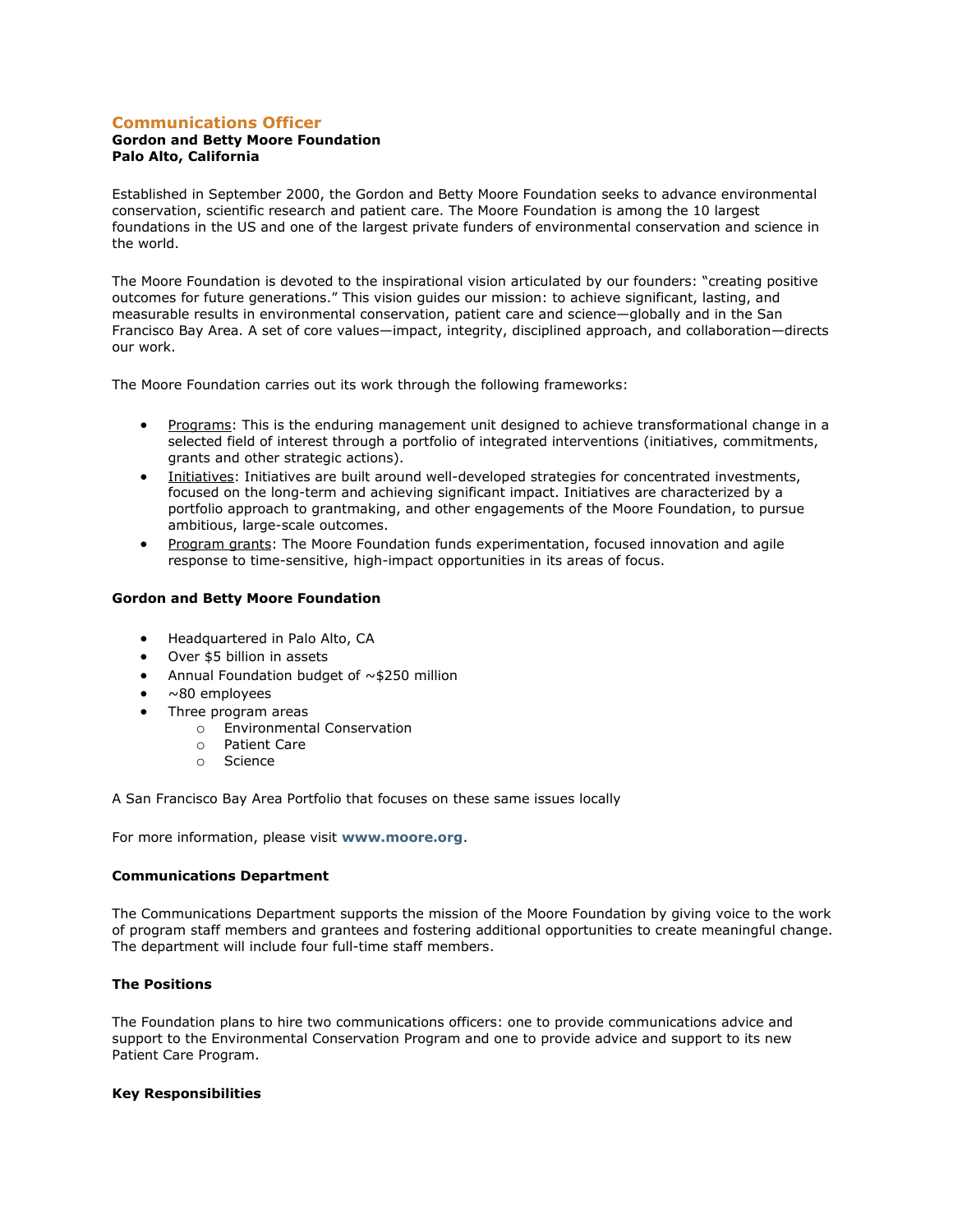# Communications Officer

**Gordon and Betty Moore Foundation**
**Palo Alto, California**

Established in September 2000, the Gordon and Betty Moore Foundation seeks to advance environmental conservation, scientific research and patient care. The Moore Foundation is among the 10 largest foundations in the US and one of the largest private funders of environmental conservation and science in the world.

The Moore Foundation is devoted to the inspirational vision articulated by our founders: "creating positive outcomes for future generations." This vision guides our mission: to achieve significant, lasting, and measurable results in environmental conservation, patient care and science—globally and in the San Francisco Bay Area. A set of core values—impact, integrity, disciplined approach, and collaboration—directs our work.

The Moore Foundation carries out its work through the following frameworks:

- Programs: This is the enduring management unit designed to achieve transformational change in a selected field of interest through a portfolio of integrated interventions (initiatives, commitments, grants and other strategic actions).
- Initiatives: Initiatives are built around well-developed strategies for concentrated investments, focused on the long-term and achieving significant impact. Initiatives are characterized by a portfolio approach to grantmaking, and other engagements of the Moore Foundation, to pursue ambitious, large-scale outcomes.
- Program grants: The Moore Foundation funds experimentation, focused innovation and agile response to time-sensitive, high-impact opportunities in its areas of focus.

### Gordon and Betty Moore Foundation

- Headquartered in Palo Alto, CA
- Over $5 billion in assets
- Annual Foundation budget of ~$250 million
- ~80 employees
- Three program areas
  - Environmental Conservation
  - Patient Care
  - Science

A San Francisco Bay Area Portfolio that focuses on these same issues locally

For more information, please visit **www.moore.org**.

### Communications Department

The Communications Department supports the mission of the Moore Foundation by giving voice to the work of program staff members and grantees and fostering additional opportunities to create meaningful change. The department will include four full-time staff members.

### The Positions

The Foundation plans to hire two communications officers: one to provide communications advice and support to the Environmental Conservation Program and one to provide advice and support to its new Patient Care Program.

### Key Responsibilities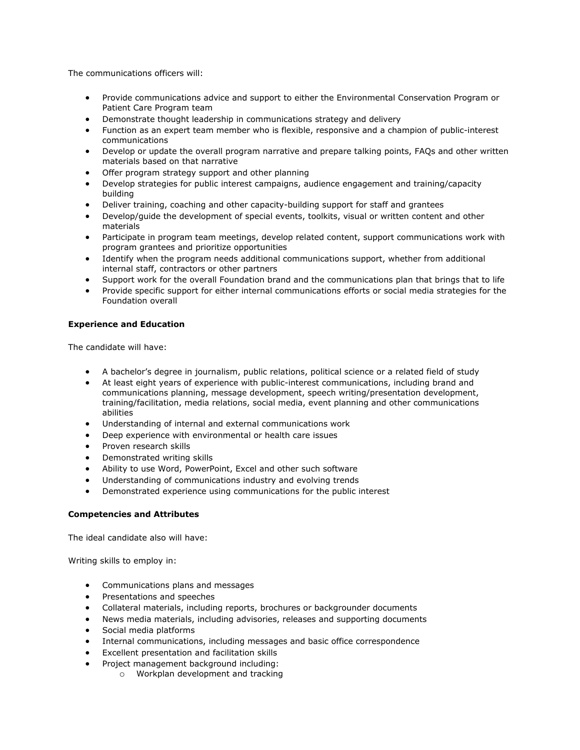The communications officers will:

- Provide communications advice and support to either the Environmental Conservation Program or Patient Care Program team
- Demonstrate thought leadership in communications strategy and delivery
- Function as an expert team member who is flexible, responsive and a champion of public-interest communications
- Develop or update the overall program narrative and prepare talking points, FAQs and other written materials based on that narrative
- Offer program strategy support and other planning
- Develop strategies for public interest campaigns, audience engagement and training/capacity building
- Deliver training, coaching and other capacity-building support for staff and grantees
- Develop/guide the development of special events, toolkits, visual or written content and other materials
- Participate in program team meetings, develop related content, support communications work with program grantees and prioritize opportunities
- Identify when the program needs additional communications support, whether from additional internal staff, contractors or other partners
- Support work for the overall Foundation brand and the communications plan that brings that to life
- Provide specific support for either internal communications efforts or social media strategies for the Foundation overall

**Experience and Education**

The candidate will have:

- A bachelor's degree in journalism, public relations, political science or a related field of study
- At least eight years of experience with public-interest communications, including brand and communications planning, message development, speech writing/presentation development, training/facilitation, media relations, social media, event planning and other communications abilities
- Understanding of internal and external communications work
- Deep experience with environmental or health care issues
- Proven research skills
- Demonstrated writing skills
- Ability to use Word, PowerPoint, Excel and other such software
- Understanding of communications industry and evolving trends
- Demonstrated experience using communications for the public interest

**Competencies and Attributes**

The ideal candidate also will have:

Writing skills to employ in:

- Communications plans and messages
- Presentations and speeches
- Collateral materials, including reports, brochures or backgrounder documents
- News media materials, including advisories, releases and supporting documents
- Social media platforms
- Internal communications, including messages and basic office correspondence
- Excellent presentation and facilitation skills
- Project management background including:
  - Workplan development and tracking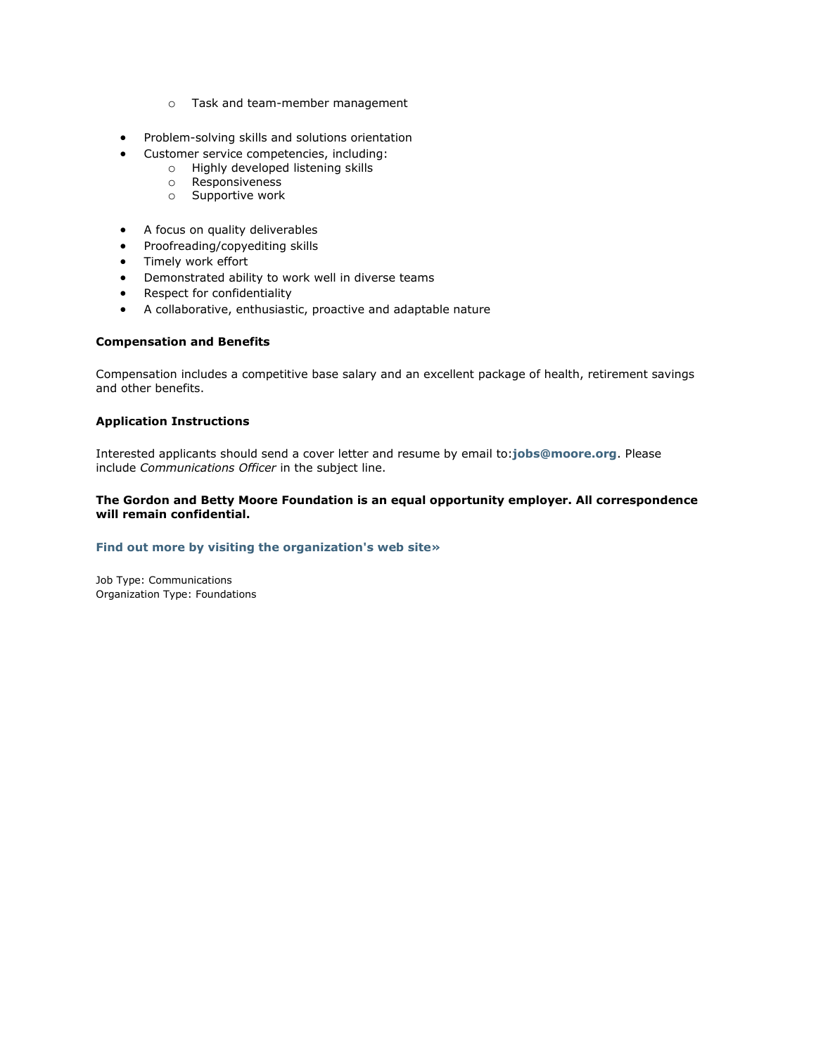- Task and team-member management

- Problem-solving skills and solutions orientation
- Customer service competencies, including:
    - Highly developed listening skills
    - Responsiveness
    - Supportive work

- A focus on quality deliverables
- Proofreading/copyediting skills
- Timely work effort
- Demonstrated ability to work well in diverse teams
- Respect for confidentiality
- A collaborative, enthusiastic, proactive and adaptable nature

**Compensation and Benefits**

Compensation includes a competitive base salary and an excellent package of health, retirement savings and other benefits.

**Application Instructions**

Interested applicants should send a cover letter and resume by email to:**jobs@moore.org**. Please include *Communications Officer* in the subject line.

**The Gordon and Betty Moore Foundation is an equal opportunity employer. All correspondence will remain confidential.**

**Find out more by visiting the organization's web site»**

Job Type: Communications
Organization Type: Foundations